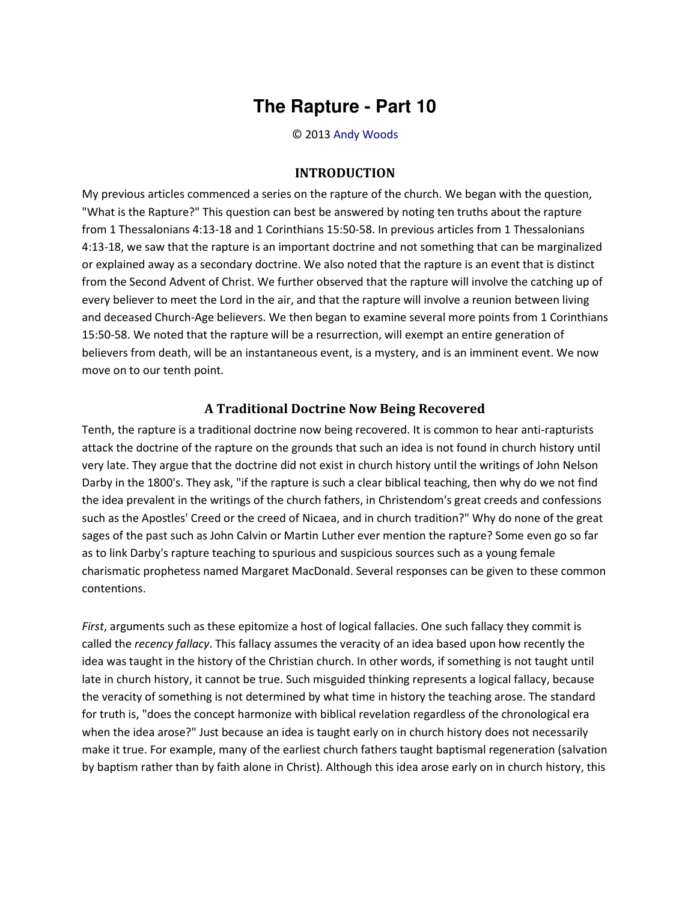# The Rapture - Part 10

© 2013 Andy Woods

## INTRODUCTION

My previous articles commenced a series on the rapture of the church. We began with the question, "What is the Rapture?" This question can best be answered by noting ten truths about the rapture from 1 Thessalonians 4:13-18 and 1 Corinthians 15:50-58. In previous articles from 1 Thessalonians 4:13-18, we saw that the rapture is an important doctrine and not something that can be marginalized or explained away as a secondary doctrine. We also noted that the rapture is an event that is distinct from the Second Advent of Christ. We further observed that the rapture will involve the catching up of every believer to meet the Lord in the air, and that the rapture will involve a reunion between living and deceased Church-Age believers. We then began to examine several more points from 1 Corinthians 15:50-58. We noted that the rapture will be a resurrection, will exempt an entire generation of believers from death, will be an instantaneous event, is a mystery, and is an imminent event. We now move on to our tenth point.

## A Traditional Doctrine Now Being Recovered

Tenth, the rapture is a traditional doctrine now being recovered. It is common to hear anti-rapturists attack the doctrine of the rapture on the grounds that such an idea is not found in church history until very late. They argue that the doctrine did not exist in church history until the writings of John Nelson Darby in the 1800's. They ask, "if the rapture is such a clear biblical teaching, then why do we not find the idea prevalent in the writings of the church fathers, in Christendom's great creeds and confessions such as the Apostles' Creed or the creed of Nicaea, and in church tradition?" Why do none of the great sages of the past such as John Calvin or Martin Luther ever mention the rapture? Some even go so far as to link Darby's rapture teaching to spurious and suspicious sources such as a young female charismatic prophetess named Margaret MacDonald. Several responses can be given to these common contentions.

*First*, arguments such as these epitomize a host of logical fallacies. One such fallacy they commit is called the *recency fallacy*. This fallacy assumes the veracity of an idea based upon how recently the idea was taught in the history of the Christian church. In other words, if something is not taught until late in church history, it cannot be true. Such misguided thinking represents a logical fallacy, because the veracity of something is not determined by what time in history the teaching arose. The standard for truth is, "does the concept harmonize with biblical revelation regardless of the chronological era when the idea arose?" Just because an idea is taught early on in church history does not necessarily make it true. For example, many of the earliest church fathers taught baptismal regeneration (salvation by baptism rather than by faith alone in Christ). Although this idea arose early on in church history, this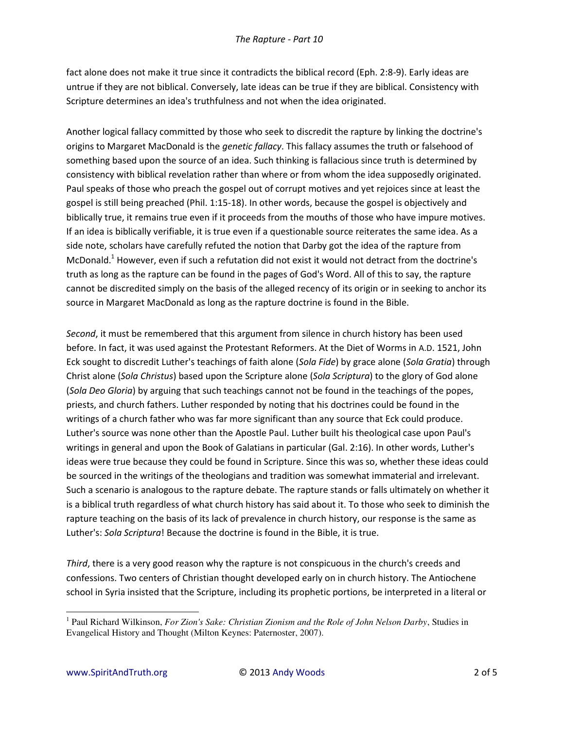fact alone does not make it true since it contradicts the biblical record (Eph. 2:8-9). Early ideas are untrue if they are not biblical. Conversely, late ideas can be true if they are biblical. Consistency with Scripture determines an idea's truthfulness and not when the idea originated.

Another logical fallacy committed by those who seek to discredit the rapture by linking the doctrine's origins to Margaret MacDonald is the *genetic fallacy*. This fallacy assumes the truth or falsehood of something based upon the source of an idea. Such thinking is fallacious since truth is determined by consistency with biblical revelation rather than where or from whom the idea supposedly originated. Paul speaks of those who preach the gospel out of corrupt motives and yet rejoices since at least the gospel is still being preached (Phil. 1:15-18). In other words, because the gospel is objectively and biblically true, it remains true even if it proceeds from the mouths of those who have impure motives. If an idea is biblically verifiable, it is true even if a questionable source reiterates the same idea. As a side note, scholars have carefully refuted the notion that Darby got the idea of the rapture from McDonald.[1] However, even if such a refutation did not exist it would not detract from the doctrine's truth as long as the rapture can be found in the pages of God's Word. All of this to say, the rapture cannot be discredited simply on the basis of the alleged recency of its origin or in seeking to anchor its source in Margaret MacDonald as long as the rapture doctrine is found in the Bible.

*Second*, it must be remembered that this argument from silence in church history has been used before. In fact, it was used against the Protestant Reformers. At the Diet of Worms in A.D. 1521, John Eck sought to discredit Luther's teachings of faith alone (*Sola Fide*) by grace alone (*Sola Gratia*) through Christ alone (*Sola Christus*) based upon the Scripture alone (*Sola Scriptura*) to the glory of God alone (*Sola Deo Gloria*) by arguing that such teachings cannot not be found in the teachings of the popes, priests, and church fathers. Luther responded by noting that his doctrines could be found in the writings of a church father who was far more significant than any source that Eck could produce. Luther's source was none other than the Apostle Paul. Luther built his theological case upon Paul's writings in general and upon the Book of Galatians in particular (Gal. 2:16). In other words, Luther's ideas were true because they could be found in Scripture. Since this was so, whether these ideas could be sourced in the writings of the theologians and tradition was somewhat immaterial and irrelevant. Such a scenario is analogous to the rapture debate. The rapture stands or falls ultimately on whether it is a biblical truth regardless of what church history has said about it. To those who seek to diminish the rapture teaching on the basis of its lack of prevalence in church history, our response is the same as Luther's: *Sola Scriptura*! Because the doctrine is found in the Bible, it is true.

*Third*, there is a very good reason why the rapture is not conspicuous in the church's creeds and confessions. Two centers of Christian thought developed early on in church history. The Antiochene school in Syria insisted that the Scripture, including its prophetic portions, be interpreted in a literal or

---

[1] Paul Richard Wilkinson, *For Zion's Sake: Christian Zionism and the Role of John Nelson Darby*, Studies in Evangelical History and Thought (Milton Keynes: Paternoster, 2007).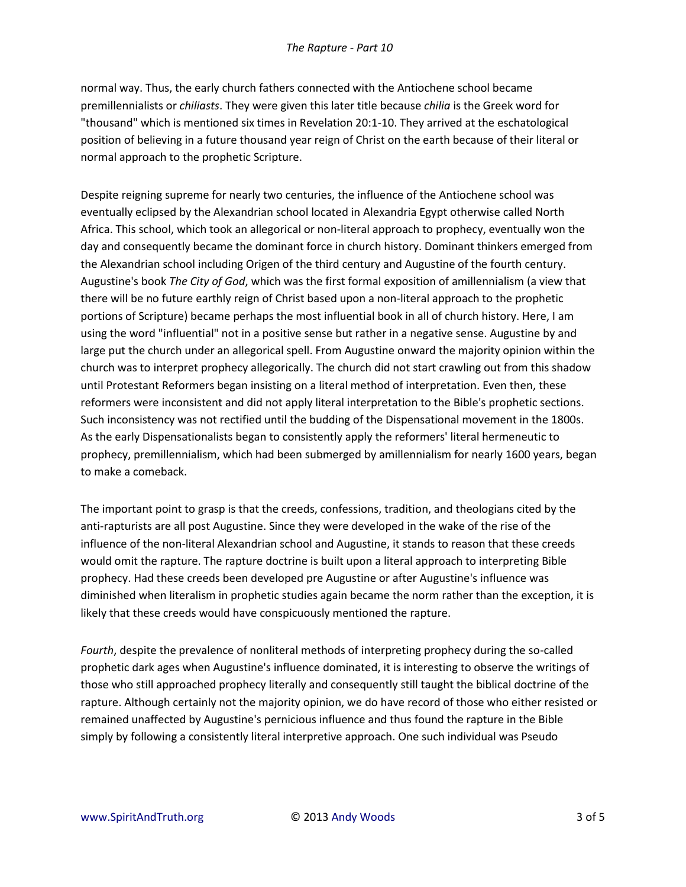normal way. Thus, the early church fathers connected with the Antiochene school became premillennialists or *chiliasts*. They were given this later title because *chilia* is the Greek word for "thousand" which is mentioned six times in Revelation 20:1-10. They arrived at the eschatological position of believing in a future thousand year reign of Christ on the earth because of their literal or normal approach to the prophetic Scripture.

Despite reigning supreme for nearly two centuries, the influence of the Antiochene school was eventually eclipsed by the Alexandrian school located in Alexandria Egypt otherwise called North Africa. This school, which took an allegorical or non-literal approach to prophecy, eventually won the day and consequently became the dominant force in church history. Dominant thinkers emerged from the Alexandrian school including Origen of the third century and Augustine of the fourth century. Augustine's book *The City of God*, which was the first formal exposition of amillennialism (a view that there will be no future earthly reign of Christ based upon a non-literal approach to the prophetic portions of Scripture) became perhaps the most influential book in all of church history. Here, I am using the word "influential" not in a positive sense but rather in a negative sense. Augustine by and large put the church under an allegorical spell. From Augustine onward the majority opinion within the church was to interpret prophecy allegorically. The church did not start crawling out from this shadow until Protestant Reformers began insisting on a literal method of interpretation. Even then, these reformers were inconsistent and did not apply literal interpretation to the Bible's prophetic sections. Such inconsistency was not rectified until the budding of the Dispensational movement in the 1800s. As the early Dispensationalists began to consistently apply the reformers' literal hermeneutic to prophecy, premillennialism, which had been submerged by amillennialism for nearly 1600 years, began to make a comeback.

The important point to grasp is that the creeds, confessions, tradition, and theologians cited by the anti-rapturists are all post Augustine. Since they were developed in the wake of the rise of the influence of the non-literal Alexandrian school and Augustine, it stands to reason that these creeds would omit the rapture. The rapture doctrine is built upon a literal approach to interpreting Bible prophecy. Had these creeds been developed pre Augustine or after Augustine's influence was diminished when literalism in prophetic studies again became the norm rather than the exception, it is likely that these creeds would have conspicuously mentioned the rapture.

*Fourth*, despite the prevalence of nonliteral methods of interpreting prophecy during the so-called prophetic dark ages when Augustine's influence dominated, it is interesting to observe the writings of those who still approached prophecy literally and consequently still taught the biblical doctrine of the rapture. Although certainly not the majority opinion, we do have record of those who either resisted or remained unaffected by Augustine's pernicious influence and thus found the rapture in the Bible simply by following a consistently literal interpretive approach. One such individual was Pseudo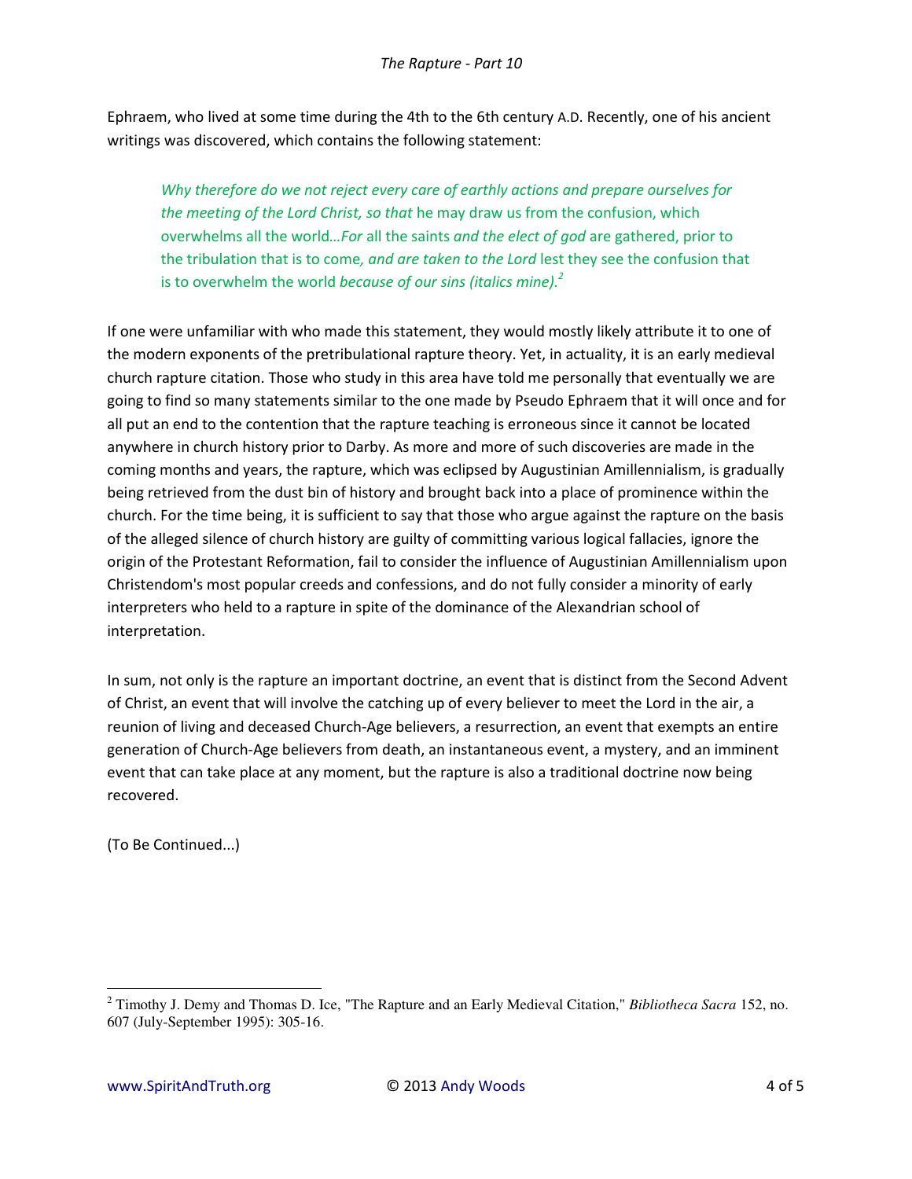Ephraem, who lived at some time during the 4th to the 6th century A.D. Recently, one of his ancient writings was discovered, which contains the following statement:

> *Why therefore do we not reject every care of earthly actions and prepare ourselves for the meeting of the Lord Christ, so that* he may draw us from the confusion, which overwhelms all the world…*For* all the saints *and the elect of god* are gathered, prior to the tribulation that is to come*, and are taken to the Lord* lest they see the confusion that is to overwhelm the world *because of our sins (italics mine)*.[2]

If one were unfamiliar with who made this statement, they would mostly likely attribute it to one of the modern exponents of the pretribulational rapture theory. Yet, in actuality, it is an early medieval church rapture citation. Those who study in this area have told me personally that eventually we are going to find so many statements similar to the one made by Pseudo Ephraem that it will once and for all put an end to the contention that the rapture teaching is erroneous since it cannot be located anywhere in church history prior to Darby. As more and more of such discoveries are made in the coming months and years, the rapture, which was eclipsed by Augustinian Amillennialism, is gradually being retrieved from the dust bin of history and brought back into a place of prominence within the church. For the time being, it is sufficient to say that those who argue against the rapture on the basis of the alleged silence of church history are guilty of committing various logical fallacies, ignore the origin of the Protestant Reformation, fail to consider the influence of Augustinian Amillennialism upon Christendom's most popular creeds and confessions, and do not fully consider a minority of early interpreters who held to a rapture in spite of the dominance of the Alexandrian school of interpretation.

In sum, not only is the rapture an important doctrine, an event that is distinct from the Second Advent of Christ, an event that will involve the catching up of every believer to meet the Lord in the air, a reunion of living and deceased Church-Age believers, a resurrection, an event that exempts an entire generation of Church-Age believers from death, an instantaneous event, a mystery, and an imminent event that can take place at any moment, but the rapture is also a traditional doctrine now being recovered.

(To Be Continued...)

---

[2] Timothy J. Demy and Thomas D. Ice, "The Rapture and an Early Medieval Citation," *Bibliotheca Sacra* 152, no. 607 (July-September 1995): 305-16.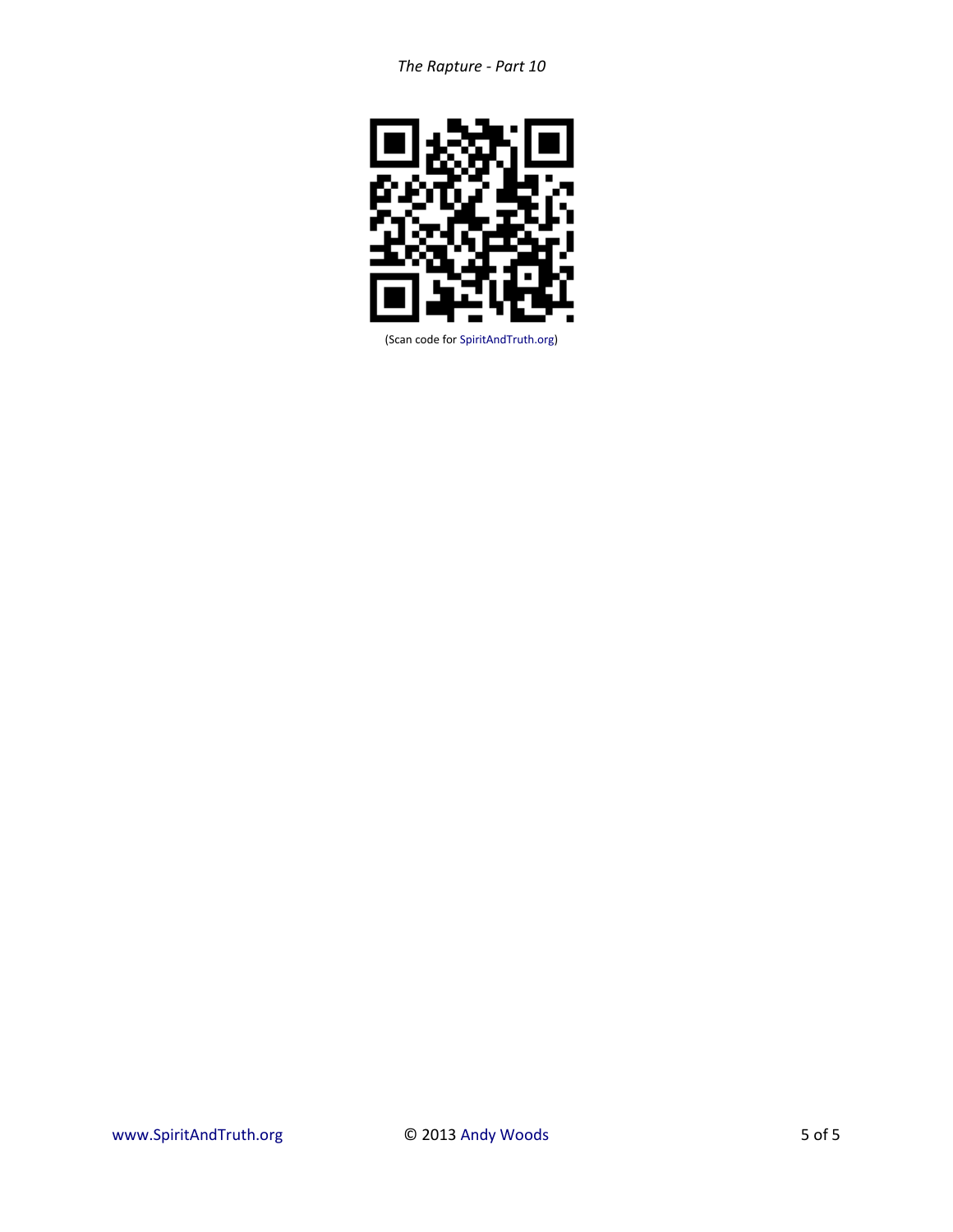(Scan code for SpiritAndTruth.org)